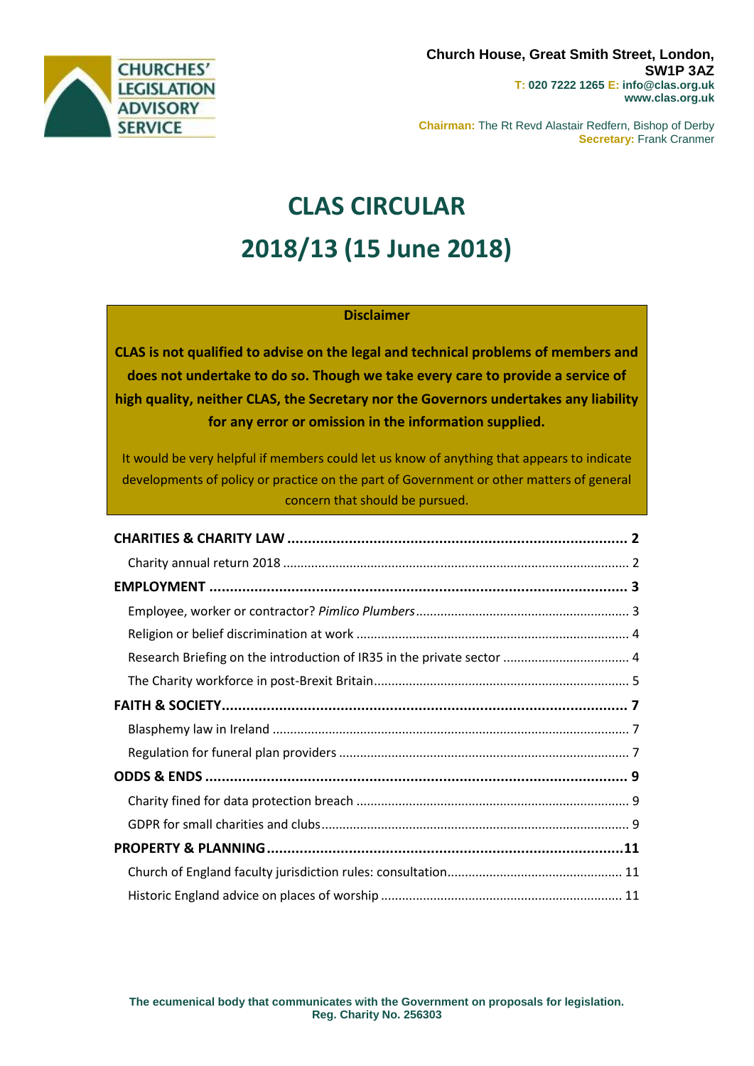CHURCHES' LEGISLATION ADVISORY SERVICE

**Church House, Great Smith Street, London, SW1P 3AZ**
**T: 020 7222 1265 E: info@clas.org.uk**
**www.clas.org.uk**

**Chairman:** The Rt Revd Alastair Redfern, Bishop of Derby
**Secretary:** Frank Cranmer

# CLAS CIRCULAR
# 2018/13 (15 June 2018)

**Disclaimer**

**CLAS is not qualified to advise on the legal and technical problems of members and does not undertake to do so. Though we take every care to provide a service of high quality, neither CLAS, the Secretary nor the Governors undertakes any liability for any error or omission in the information supplied.**

It would be very helpful if members could let us know of anything that appears to indicate developments of policy or practice on the part of Government or other matters of general concern that should be pursued.

**CHARITIES & CHARITY LAW** .......... **2**
- Charity annual return 2018 .......... 2

**EMPLOYMENT** .......... **3**
- Employee, worker or contractor? *Pimlico Plumbers* .......... 3
- Religion or belief discrimination at work .......... 4
- Research Briefing on the introduction of IR35 in the private sector .......... 4
- The Charity workforce in post-Brexit Britain .......... 5

**FAITH & SOCIETY** .......... **7**
- Blasphemy law in Ireland .......... 7
- Regulation for funeral plan providers .......... 7

**ODDS & ENDS** .......... **9**
- Charity fined for data protection breach .......... 9
- GDPR for small charities and clubs .......... 9

**PROPERTY & PLANNING** .......... **11**
- Church of England faculty jurisdiction rules: consultation .......... 11
- Historic England advice on places of worship .......... 11

**The ecumenical body that communicates with the Government on proposals for legislation.**
**Reg. Charity No. 256303**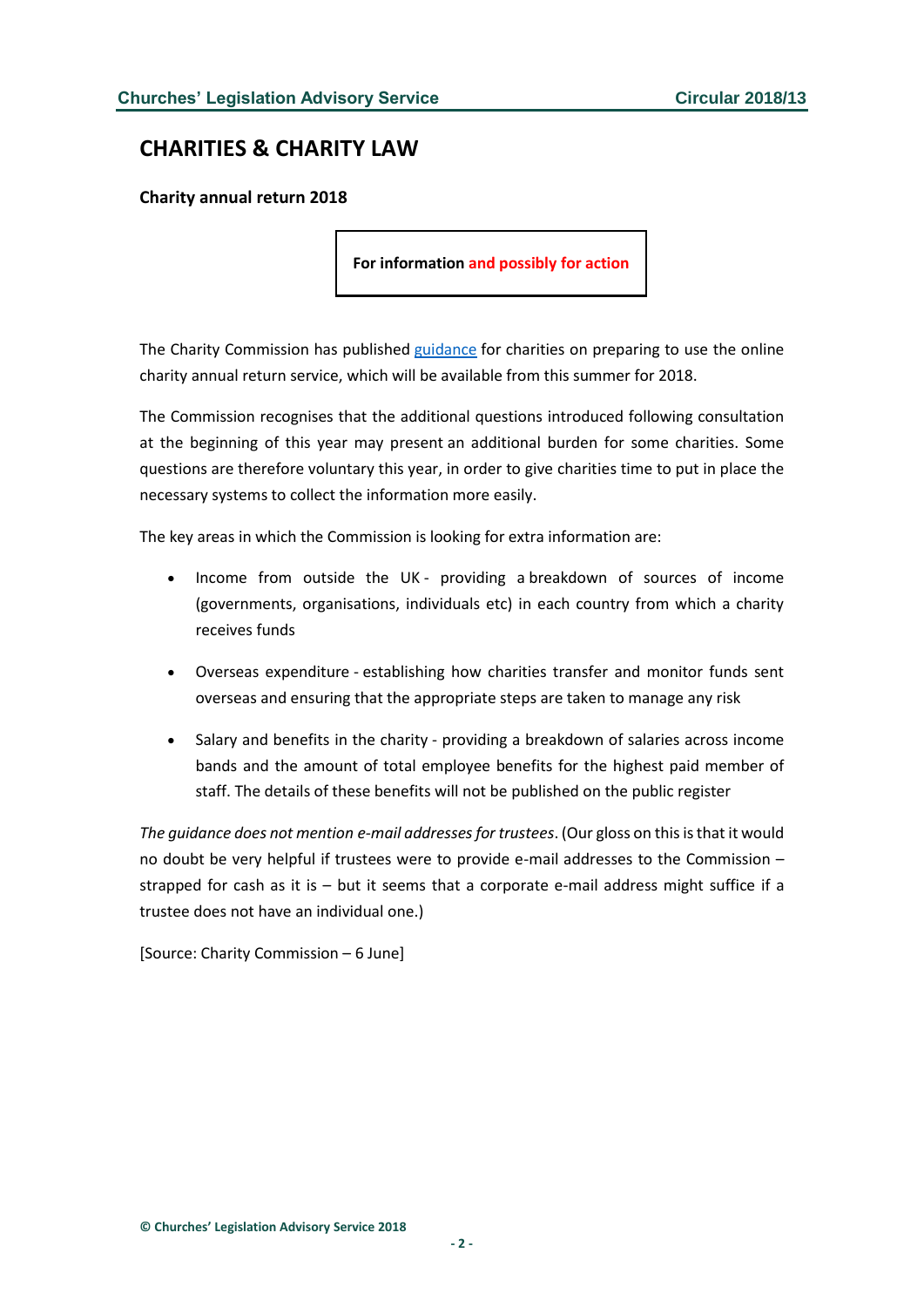# CHARITIES & CHARITY LAW

**Charity annual return 2018**

**For information and possibly for action**

The Charity Commission has published guidance for charities on preparing to use the online charity annual return service, which will be available from this summer for 2018.

The Commission recognises that the additional questions introduced following consultation at the beginning of this year may present an additional burden for some charities. Some questions are therefore voluntary this year, in order to give charities time to put in place the necessary systems to collect the information more easily.

The key areas in which the Commission is looking for extra information are:

- Income from outside the UK - providing a breakdown of sources of income (governments, organisations, individuals etc) in each country from which a charity receives funds
- Overseas expenditure - establishing how charities transfer and monitor funds sent overseas and ensuring that the appropriate steps are taken to manage any risk
- Salary and benefits in the charity - providing a breakdown of salaries across income bands and the amount of total employee benefits for the highest paid member of staff. The details of these benefits will not be published on the public register

*The guidance does not mention e-mail addresses for trustees*. (Our gloss on this is that it would no doubt be very helpful if trustees were to provide e-mail addresses to the Commission – strapped for cash as it is – but it seems that a corporate e-mail address might suffice if a trustee does not have an individual one.)

[Source: Charity Commission – 6 June]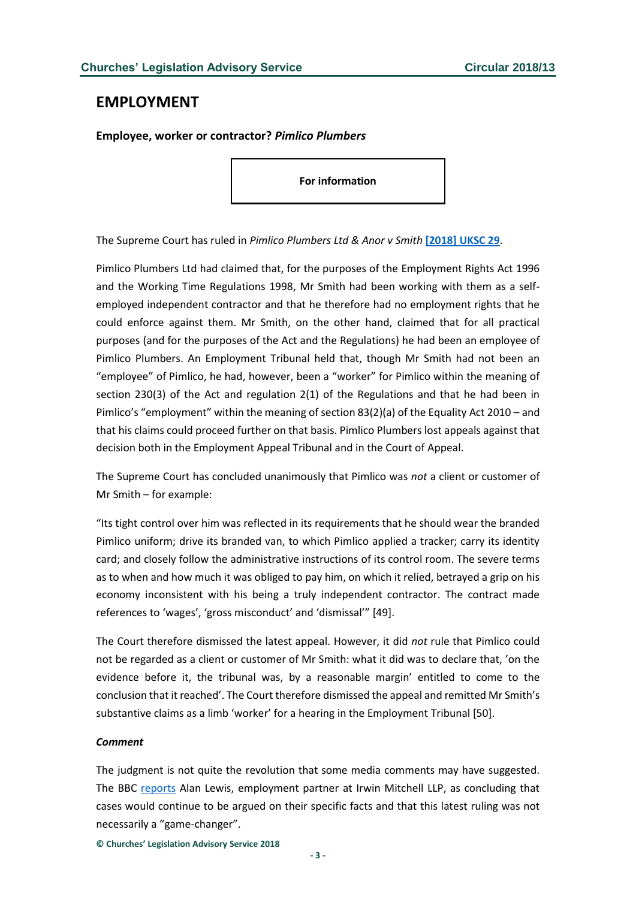# EMPLOYMENT

**Employee, worker or contractor? *Pimlico Plumbers***

**For information**

The Supreme Court has ruled in *Pimlico Plumbers Ltd & Anor v Smith* **[2018] UKSC 29**.

Pimlico Plumbers Ltd had claimed that, for the purposes of the Employment Rights Act 1996 and the Working Time Regulations 1998, Mr Smith had been working with them as a self-employed independent contractor and that he therefore had no employment rights that he could enforce against them. Mr Smith, on the other hand, claimed that for all practical purposes (and for the purposes of the Act and the Regulations) he had been an employee of Pimlico Plumbers. An Employment Tribunal held that, though Mr Smith had not been an "employee" of Pimlico, he had, however, been a "worker" for Pimlico within the meaning of section 230(3) of the Act and regulation 2(1) of the Regulations and that he had been in Pimlico's "employment" within the meaning of section 83(2)(a) of the Equality Act 2010 – and that his claims could proceed further on that basis. Pimlico Plumbers lost appeals against that decision both in the Employment Appeal Tribunal and in the Court of Appeal.

The Supreme Court has concluded unanimously that Pimlico was *not* a client or customer of Mr Smith – for example:

"Its tight control over him was reflected in its requirements that he should wear the branded Pimlico uniform; drive its branded van, to which Pimlico applied a tracker; carry its identity card; and closely follow the administrative instructions of its control room. The severe terms as to when and how much it was obliged to pay him, on which it relied, betrayed a grip on his economy inconsistent with his being a truly independent contractor. The contract made references to 'wages', 'gross misconduct' and 'dismissal'" [49].

The Court therefore dismissed the latest appeal. However, it did *not* rule that Pimlico could not be regarded as a client or customer of Mr Smith: what it did was to declare that, 'on the evidence before it, the tribunal was, by a reasonable margin' entitled to come to the conclusion that it reached'. The Court therefore dismissed the appeal and remitted Mr Smith's substantive claims as a limb 'worker' for a hearing in the Employment Tribunal [50].

***Comment***

The judgment is not quite the revolution that some media comments may have suggested. The BBC reports Alan Lewis, employment partner at Irwin Mitchell LLP, as concluding that cases would continue to be argued on their specific facts and that this latest ruling was not necessarily a "game-changer".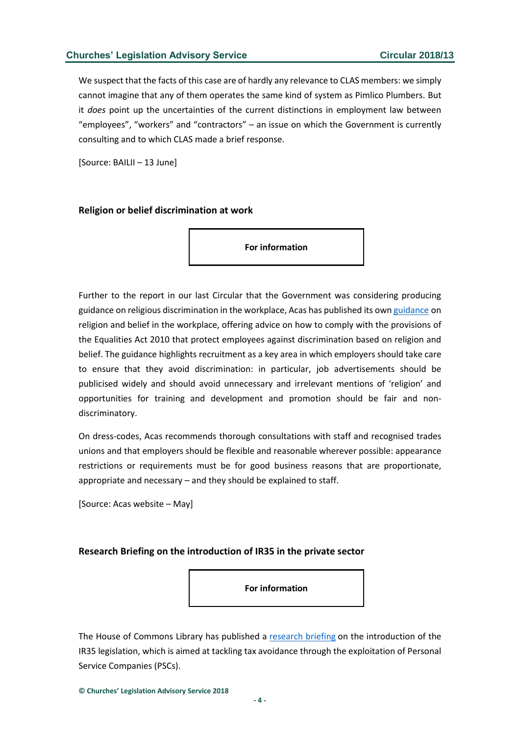We suspect that the facts of this case are of hardly any relevance to CLAS members: we simply cannot imagine that any of them operates the same kind of system as Pimlico Plumbers. But it *does* point up the uncertainties of the current distinctions in employment law between "employees", "workers" and "contractors" – an issue on which the Government is currently consulting and to which CLAS made a brief response.

[Source: BAILII – 13 June]

### Religion or belief discrimination at work

**For information**

Further to the report in our last Circular that the Government was considering producing guidance on religious discrimination in the workplace, Acas has published its own guidance on religion and belief in the workplace, offering advice on how to comply with the provisions of the Equalities Act 2010 that protect employees against discrimination based on religion and belief. The guidance highlights recruitment as a key area in which employers should take care to ensure that they avoid discrimination: in particular, job advertisements should be publicised widely and should avoid unnecessary and irrelevant mentions of 'religion' and opportunities for training and development and promotion should be fair and non-discriminatory.

On dress-codes, Acas recommends thorough consultations with staff and recognised trades unions and that employers should be flexible and reasonable wherever possible: appearance restrictions or requirements must be for good business reasons that are proportionate, appropriate and necessary – and they should be explained to staff.

[Source: Acas website – May]

### Research Briefing on the introduction of IR35 in the private sector

**For information**

The House of Commons Library has published a research briefing on the introduction of the IR35 legislation, which is aimed at tackling tax avoidance through the exploitation of Personal Service Companies (PSCs).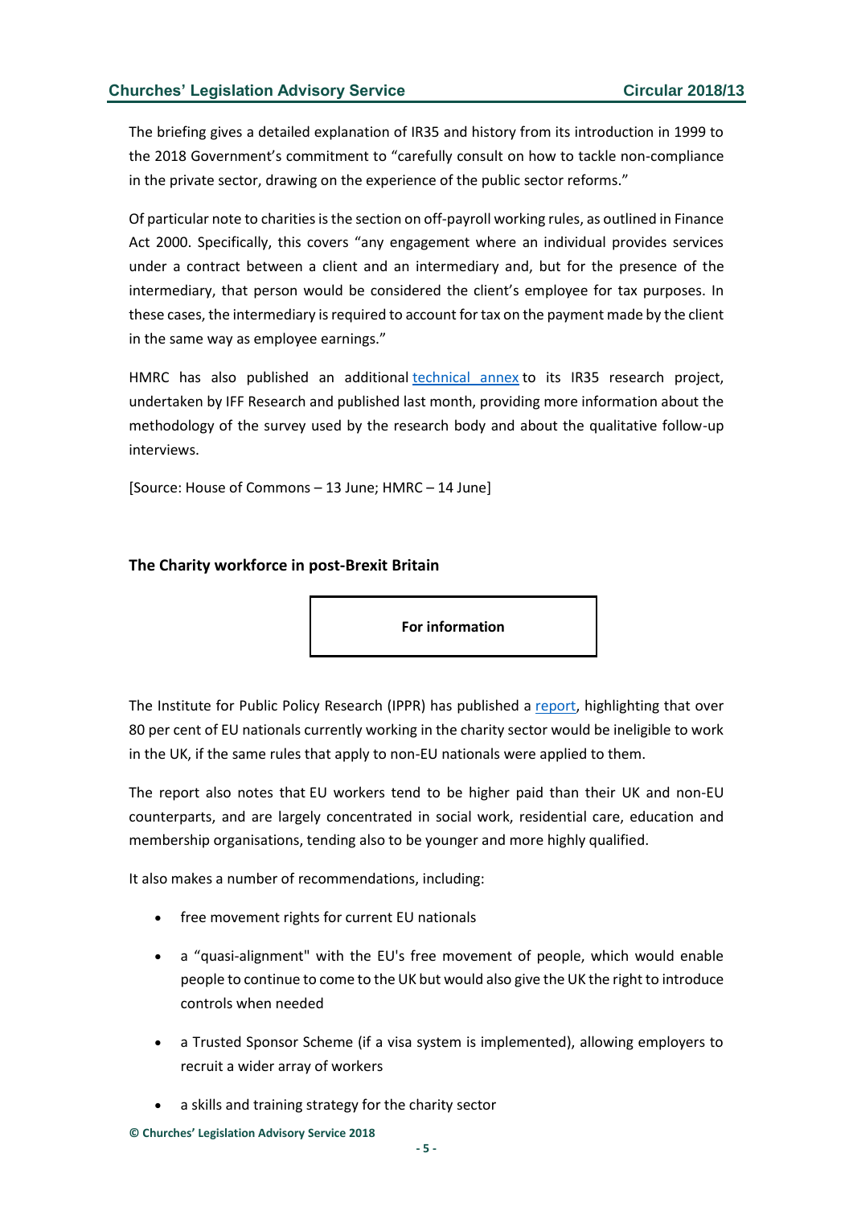The briefing gives a detailed explanation of IR35 and history from its introduction in 1999 to the 2018 Government's commitment to "carefully consult on how to tackle non-compliance in the private sector, drawing on the experience of the public sector reforms."

Of particular note to charities is the section on off-payroll working rules, as outlined in Finance Act 2000. Specifically, this covers "any engagement where an individual provides services under a contract between a client and an intermediary and, but for the presence of the intermediary, that person would be considered the client's employee for tax purposes. In these cases, the intermediary is required to account for tax on the payment made by the client in the same way as employee earnings."

HMRC has also published an additional technical annex to its IR35 research project, undertaken by IFF Research and published last month, providing more information about the methodology of the survey used by the research body and about the qualitative follow-up interviews.

[Source: House of Commons – 13 June; HMRC – 14 June]

## The Charity workforce in post-Brexit Britain

**For information**

The Institute for Public Policy Research (IPPR) has published a report, highlighting that over 80 per cent of EU nationals currently working in the charity sector would be ineligible to work in the UK, if the same rules that apply to non-EU nationals were applied to them.

The report also notes that EU workers tend to be higher paid than their UK and non-EU counterparts, and are largely concentrated in social work, residential care, education and membership organisations, tending also to be younger and more highly qualified.

It also makes a number of recommendations, including:

- free movement rights for current EU nationals
- a "quasi-alignment" with the EU's free movement of people, which would enable people to continue to come to the UK but would also give the UK the right to introduce controls when needed
- a Trusted Sponsor Scheme (if a visa system is implemented), allowing employers to recruit a wider array of workers
- a skills and training strategy for the charity sector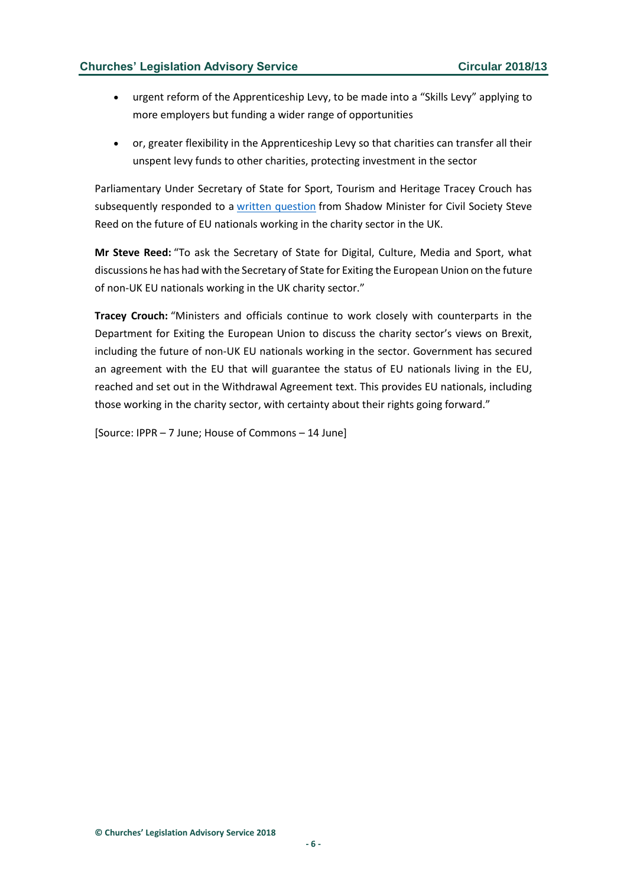- urgent reform of the Apprenticeship Levy, to be made into a "Skills Levy" applying to more employers but funding a wider range of opportunities
- or, greater flexibility in the Apprenticeship Levy so that charities can transfer all their unspent levy funds to other charities, protecting investment in the sector

Parliamentary Under Secretary of State for Sport, Tourism and Heritage Tracey Crouch has subsequently responded to a written question from Shadow Minister for Civil Society Steve Reed on the future of EU nationals working in the charity sector in the UK.

**Mr Steve Reed:** "To ask the Secretary of State for Digital, Culture, Media and Sport, what discussions he has had with the Secretary of State for Exiting the European Union on the future of non-UK EU nationals working in the UK charity sector."

**Tracey Crouch:** "Ministers and officials continue to work closely with counterparts in the Department for Exiting the European Union to discuss the charity sector's views on Brexit, including the future of non-UK EU nationals working in the sector. Government has secured an agreement with the EU that will guarantee the status of EU nationals living in the EU, reached and set out in the Withdrawal Agreement text. This provides EU nationals, including those working in the charity sector, with certainty about their rights going forward."

[Source: IPPR – 7 June; House of Commons – 14 June]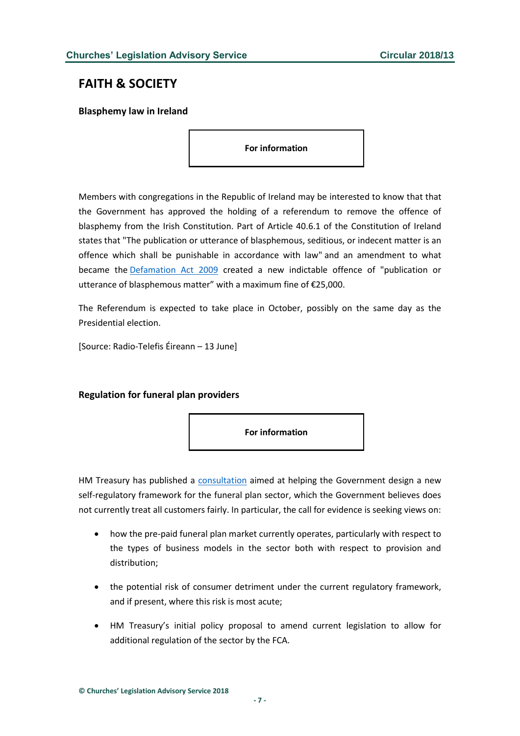## FAITH & SOCIETY

### Blasphemy law in Ireland

**For information**

Members with congregations in the Republic of Ireland may be interested to know that that the Government has approved the holding of a referendum to remove the offence of blasphemy from the Irish Constitution. Part of Article 40.6.1 of the Constitution of Ireland states that "The publication or utterance of blasphemous, seditious, or indecent matter is an offence which shall be punishable in accordance with law" and an amendment to what became the Defamation Act 2009 created a new indictable offence of "publication or utterance of blasphemous matter" with a maximum fine of €25,000.

The Referendum is expected to take place in October, possibly on the same day as the Presidential election.

[Source: Radio-Telefis Éireann – 13 June]

### Regulation for funeral plan providers

**For information**

HM Treasury has published a consultation aimed at helping the Government design a new self-regulatory framework for the funeral plan sector, which the Government believes does not currently treat all customers fairly. In particular, the call for evidence is seeking views on:

- how the pre-paid funeral plan market currently operates, particularly with respect to the types of business models in the sector both with respect to provision and distribution;
- the potential risk of consumer detriment under the current regulatory framework, and if present, where this risk is most acute;
- HM Treasury's initial policy proposal to amend current legislation to allow for additional regulation of the sector by the FCA.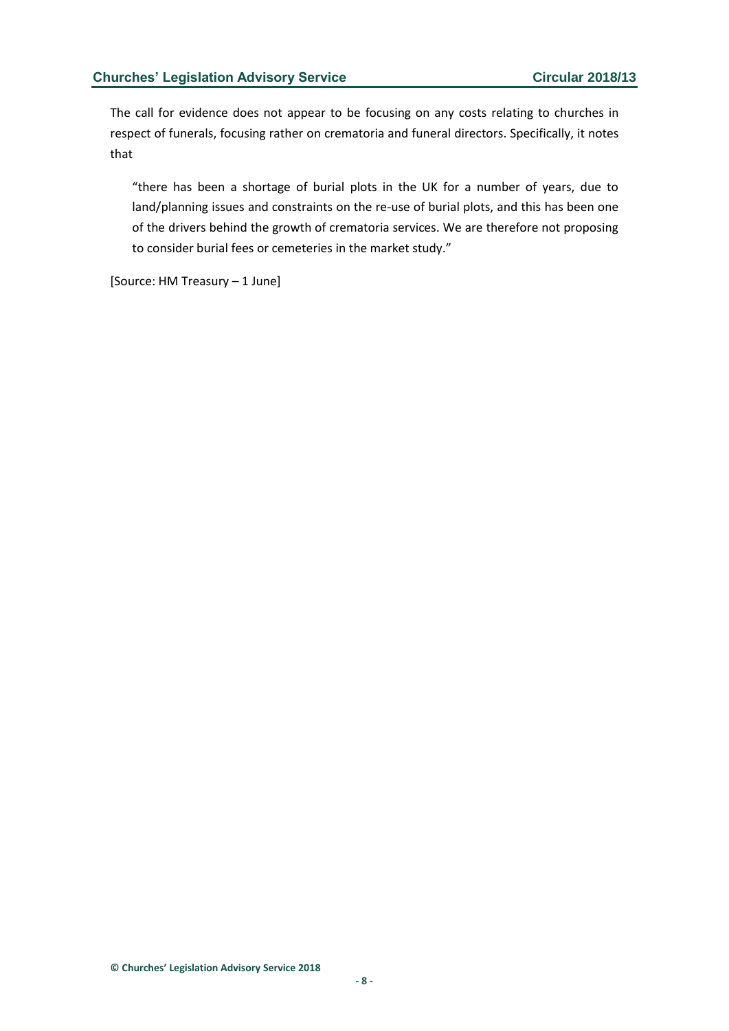The call for evidence does not appear to be focusing on any costs relating to churches in respect of funerals, focusing rather on crematoria and funeral directors. Specifically, it notes that

> "there has been a shortage of burial plots in the UK for a number of years, due to land/planning issues and constraints on the re-use of burial plots, and this has been one of the drivers behind the growth of crematoria services. We are therefore not proposing to consider burial fees or cemeteries in the market study."

[Source: HM Treasury – 1 June]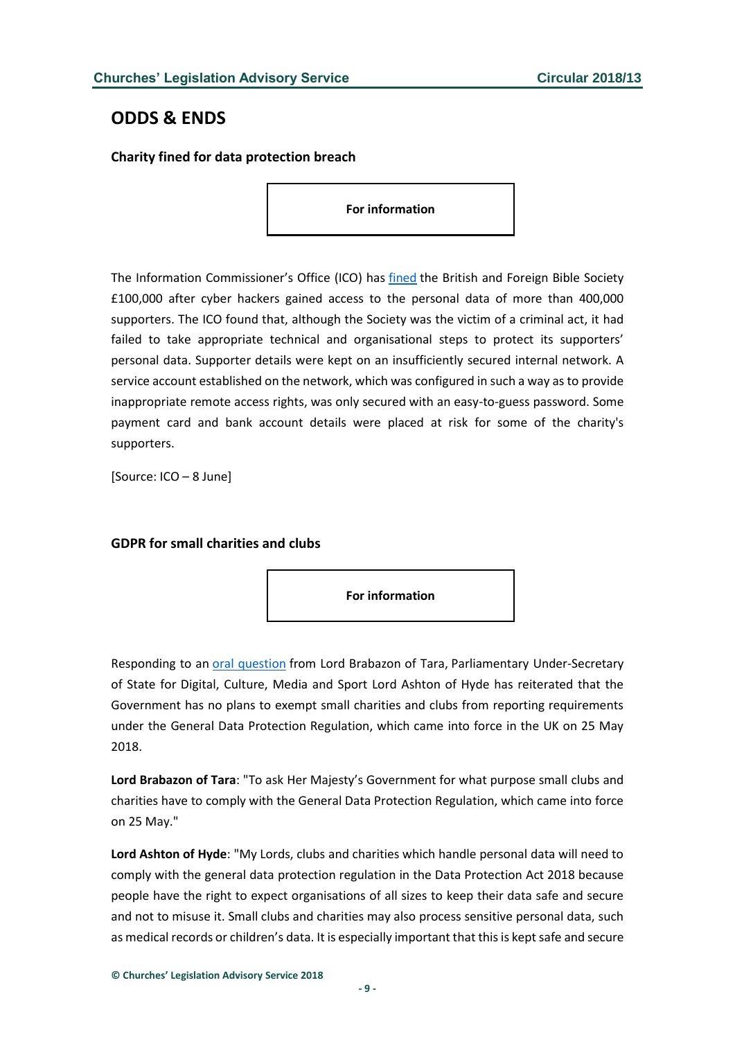## ODDS & ENDS

### Charity fined for data protection breach

**For information**

The Information Commissioner's Office (ICO) has fined the British and Foreign Bible Society £100,000 after cyber hackers gained access to the personal data of more than 400,000 supporters. The ICO found that, although the Society was the victim of a criminal act, it had failed to take appropriate technical and organisational steps to protect its supporters' personal data. Supporter details were kept on an insufficiently secured internal network. A service account established on the network, which was configured in such a way as to provide inappropriate remote access rights, was only secured with an easy-to-guess password. Some payment card and bank account details were placed at risk for some of the charity's supporters.

[Source: ICO – 8 June]

### GDPR for small charities and clubs

**For information**

Responding to an oral question from Lord Brabazon of Tara, Parliamentary Under-Secretary of State for Digital, Culture, Media and Sport Lord Ashton of Hyde has reiterated that the Government has no plans to exempt small charities and clubs from reporting requirements under the General Data Protection Regulation, which came into force in the UK on 25 May 2018.

**Lord Brabazon of Tara**: "To ask Her Majesty's Government for what purpose small clubs and charities have to comply with the General Data Protection Regulation, which came into force on 25 May."

**Lord Ashton of Hyde**: "My Lords, clubs and charities which handle personal data will need to comply with the general data protection regulation in the Data Protection Act 2018 because people have the right to expect organisations of all sizes to keep their data safe and secure and not to misuse it. Small clubs and charities may also process sensitive personal data, such as medical records or children's data. It is especially important that this is kept safe and secure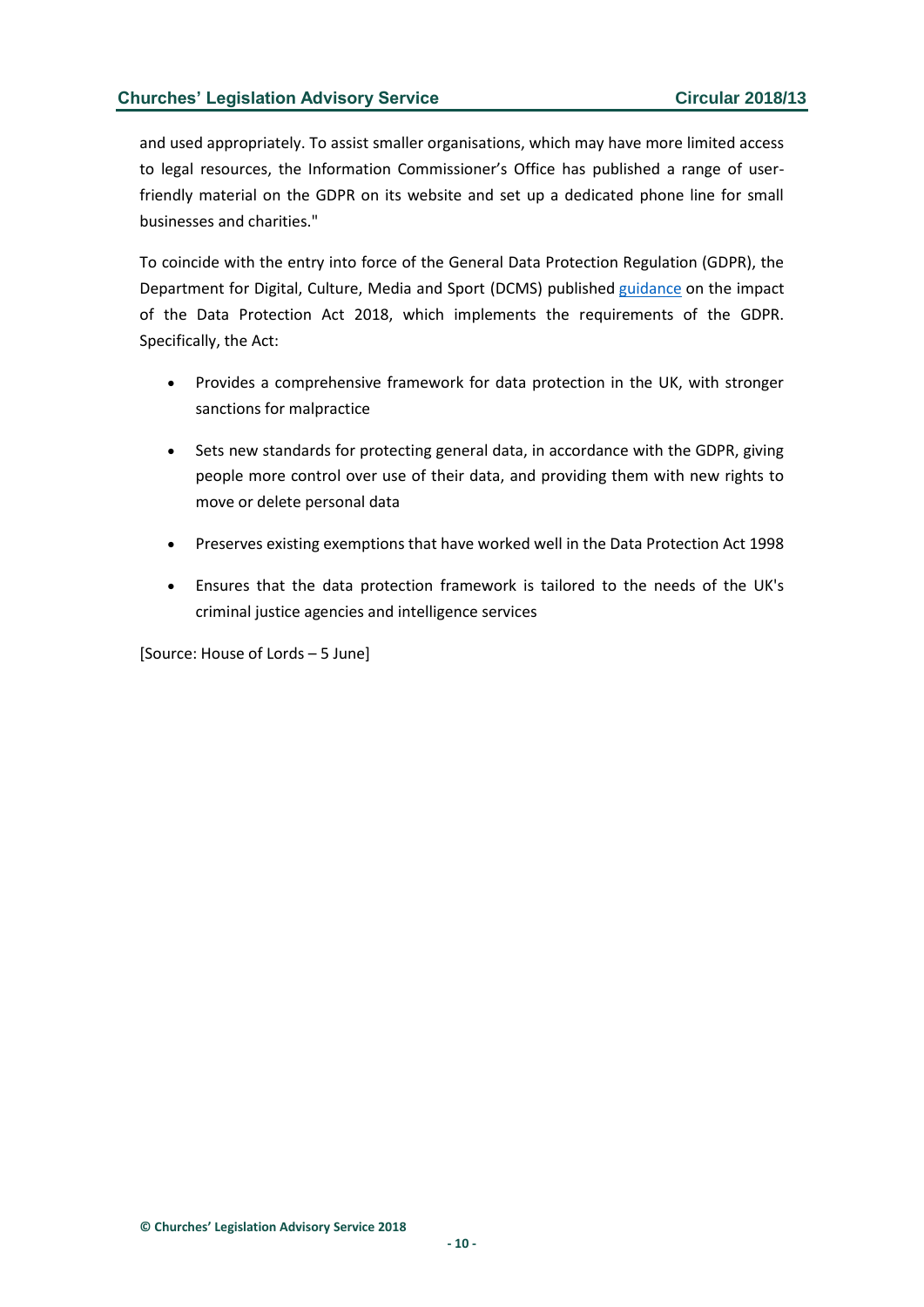and used appropriately. To assist smaller organisations, which may have more limited access to legal resources, the Information Commissioner's Office has published a range of user-friendly material on the GDPR on its website and set up a dedicated phone line for small businesses and charities."

To coincide with the entry into force of the General Data Protection Regulation (GDPR), the Department for Digital, Culture, Media and Sport (DCMS) published guidance on the impact of the Data Protection Act 2018, which implements the requirements of the GDPR. Specifically, the Act:

- Provides a comprehensive framework for data protection in the UK, with stronger sanctions for malpractice
- Sets new standards for protecting general data, in accordance with the GDPR, giving people more control over use of their data, and providing them with new rights to move or delete personal data
- Preserves existing exemptions that have worked well in the Data Protection Act 1998
- Ensures that the data protection framework is tailored to the needs of the UK's criminal justice agencies and intelligence services

[Source: House of Lords – 5 June]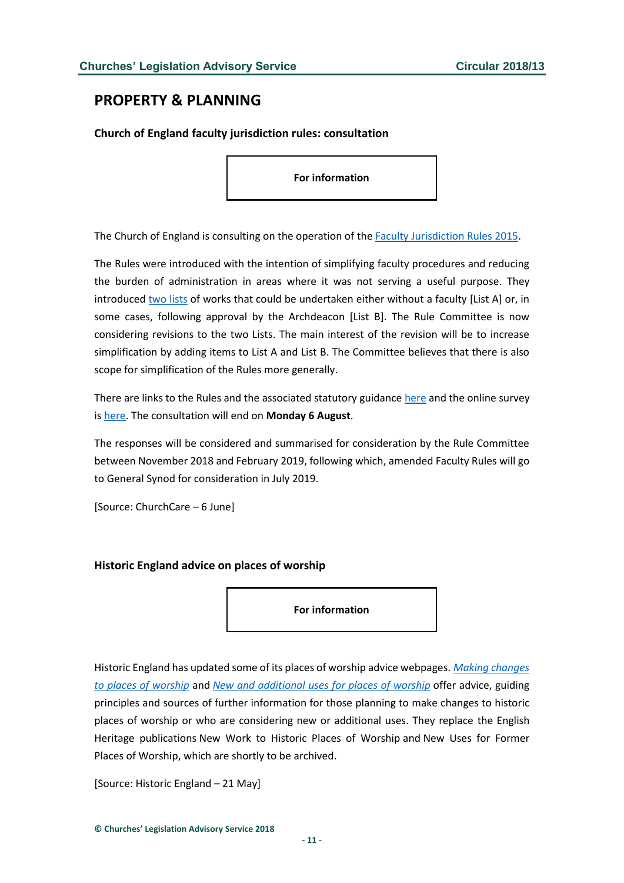## PROPERTY & PLANNING

### Church of England faculty jurisdiction rules: consultation

**For information**

The Church of England is consulting on the operation of the Faculty Jurisdiction Rules 2015.

The Rules were introduced with the intention of simplifying faculty procedures and reducing the burden of administration in areas where it was not serving a useful purpose. They introduced two lists of works that could be undertaken either without a faculty [List A] or, in some cases, following approval by the Archdeacon [List B]. The Rule Committee is now considering revisions to the two Lists. The main interest of the revision will be to increase simplification by adding items to List A and List B. The Committee believes that there is also scope for simplification of the Rules more generally.

There are links to the Rules and the associated statutory guidance here and the online survey is here. The consultation will end on **Monday 6 August**.

The responses will be considered and summarised for consideration by the Rule Committee between November 2018 and February 2019, following which, amended Faculty Rules will go to General Synod for consideration in July 2019.

[Source: ChurchCare – 6 June]

### Historic England advice on places of worship

**For information**

Historic England has updated some of its places of worship advice webpages. *Making changes to places of worship* and *New and additional uses for places of worship* offer advice, guiding principles and sources of further information for those planning to make changes to historic places of worship or who are considering new or additional uses. They replace the English Heritage publications New Work to Historic Places of Worship and New Uses for Former Places of Worship, which are shortly to be archived.

[Source: Historic England – 21 May]

© Churches' Legislation Advisory Service 2018